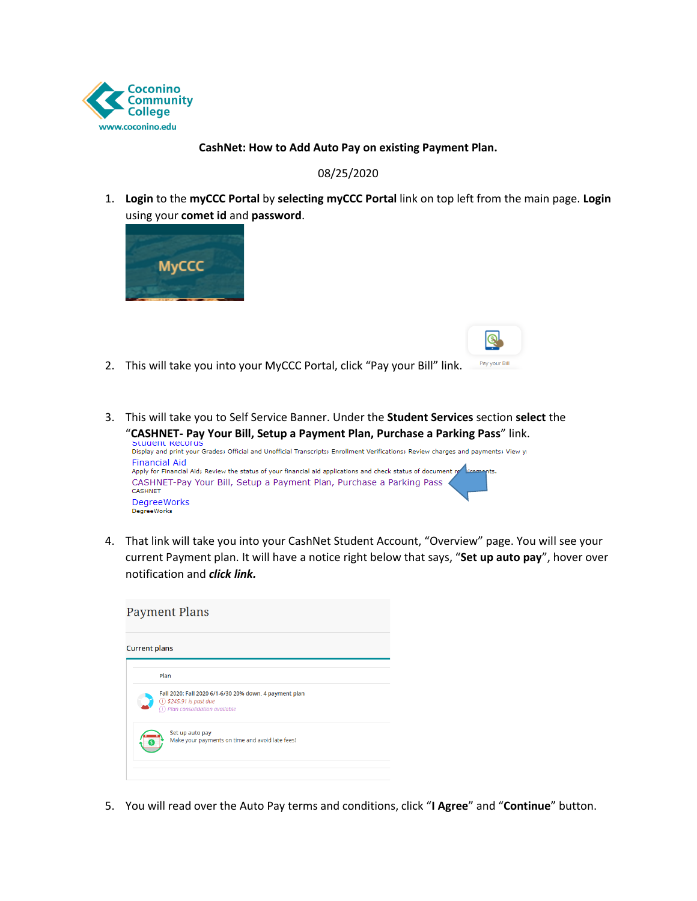Coconino Community College
www.coconino.edu

**CashNet: How to Add Auto Pay on existing Payment Plan.**

08/25/2020

1. **Login** to the **myCCC Portal** by **selecting myCCC Portal** link on top left from the main page. **Login** using your **comet id** and **password**.

   MyCCC

2. This will take you into your MyCCC Portal, click "Pay your Bill" link.

   Pay your Bill

3. This will take you to Self Service Banner. Under the **Student Services** section **select** the "**CASHNET- Pay Your Bill, Setup a Payment Plan, Purchase a Parking Pass**" link.

   Student Records
   Display and print your Grades; Official and Unofficial Transcripts; Enrollment Verifications; Review charges and payments; View y
   Financial Aid
   Apply for Financial Aid; Review the status of your financial aid applications and check status of document requirements.
   CASHNET-Pay Your Bill, Setup a Payment Plan, Purchase a Parking Pass
   CASHNET
   DegreeWorks
   DegreeWorks

4. That link will take you into your CashNet Student Account, "Overview" page. You will see your current Payment plan. It will have a notice right below that says, "**Set up auto pay**", hover over notification and ***click link.***

   Payment Plans

   Current plans

   Plan

   Fall 2020: Fall 2020 6/1-6/30 20% down, 4 payment plan
   $245.91 is past due
   Plan consolidation available

   Set up auto pay
   Make your payments on time and avoid late fees!

5. You will read over the Auto Pay terms and conditions, click "**I Agree**" and "**Continue**" button.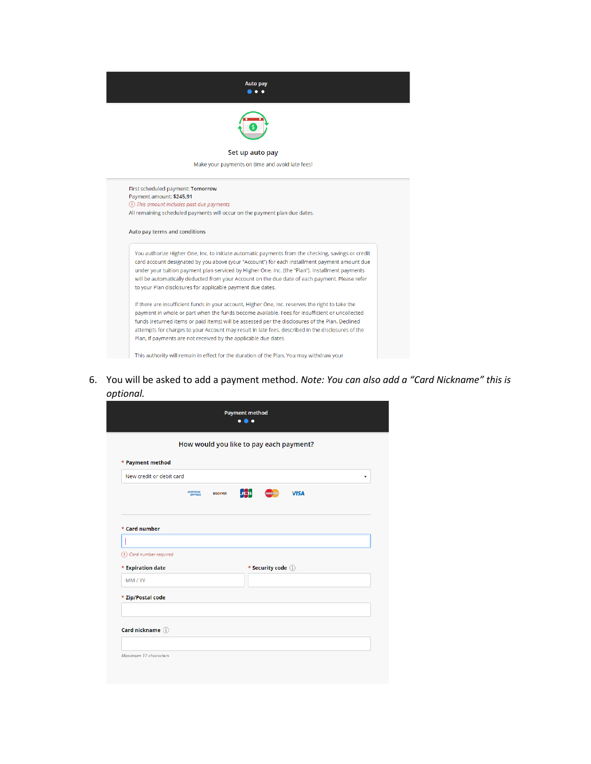Auto pay

Set up auto pay

Make your payments on time and avoid late fees!

First scheduled payment: Tomorrow
Payment amount: $245.91
*This amount includes past due payments*
All remaining scheduled payments will occur on the payment plan due dates.

Auto pay terms and conditions

You authorize Higher One, Inc. to initiate automatic payments from the checking, savings or credit card account designated by you above (your "Account") for each installment payment amount due under your tuition payment plan serviced by Higher One, Inc. (the "Plan"). Installment payments will be automatically deducted from your Account on the due date of each payment. Please refer to your Plan disclosures for applicable payment due dates.

If there are insufficient funds in your account, Higher One, Inc. reserves the right to take the payment in whole or part when the funds become available. Fees for insufficient or uncollected funds (returned items or paid items) will be assessed per the disclosures of the Plan. Declined attempts for charges to your Account may result in late fees, described in the disclosures of the Plan, if payments are not received by the applicable due dates.

This authority will remain in effect for the duration of the Plan. You may withdraw your

6. You will be asked to add a payment method. *Note: You can also add a "Card Nickname" this is optional.*

Payment method

How would you like to pay each payment?

\* **Payment method**

New credit or debit card

\* **Card number**

*Card number required*

\* **Expiration date**

MM / YY

\* **Security code**

\* **Zip/Postal code**

**Card nickname**

*Maximum 17 characters*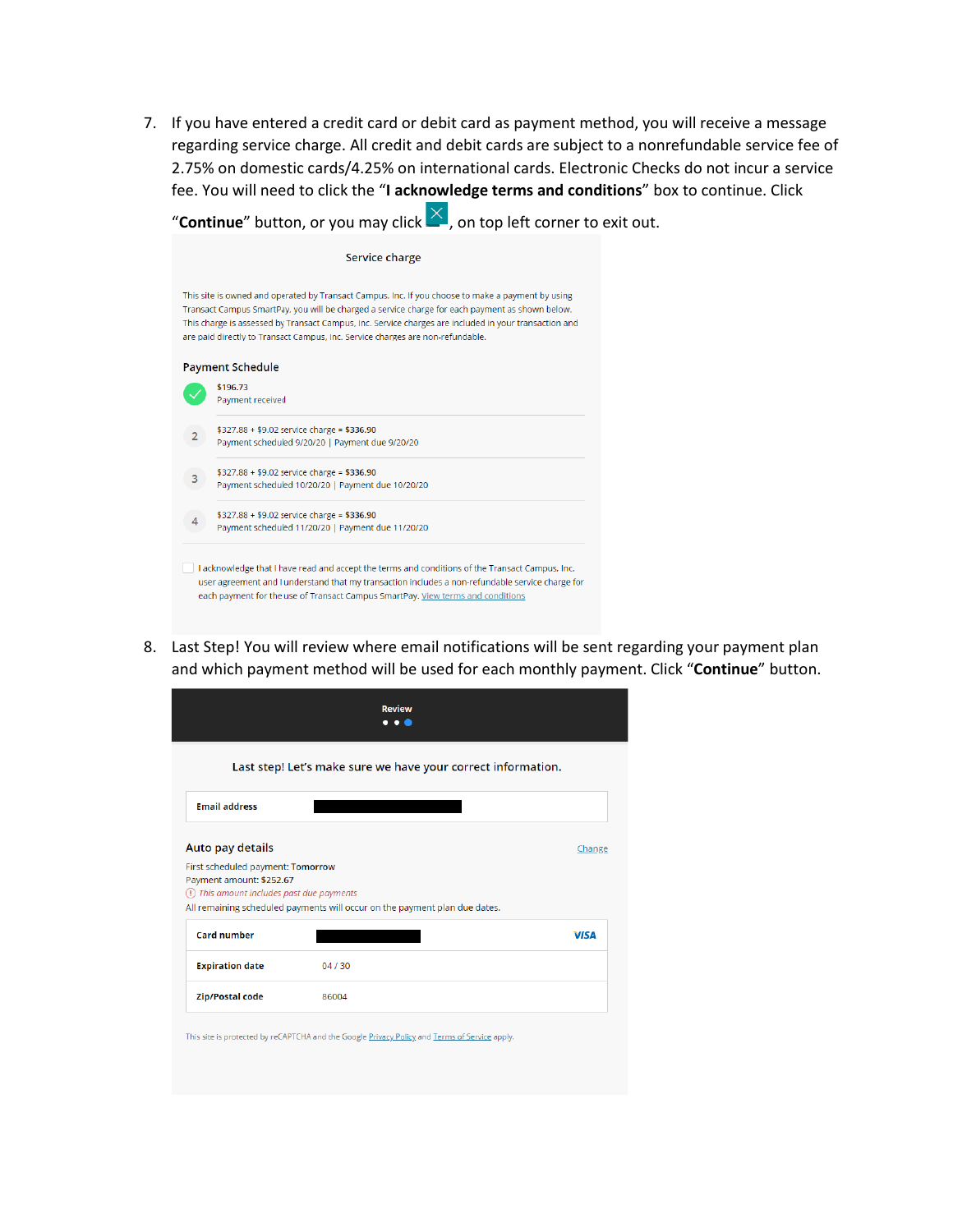7. If you have entered a credit card or debit card as payment method, you will receive a message regarding service charge. All credit and debit cards are subject to a nonrefundable service fee of 2.75% on domestic cards/4.25% on international cards. Electronic Checks do not incur a service fee. You will need to click the "**I acknowledge terms and conditions**" box to continue. Click "**Continue**" button, or you may click ☒, on top left corner to exit out.

Service charge

This site is owned and operated by Transact Campus, Inc. If you choose to make a payment by using Transact Campus SmartPay, you will be charged a service charge for each payment as shown below. This charge is assessed by Transact Campus, Inc. Service charges are included in your transaction and are paid directly to Transact Campus, Inc. Service charges are non-refundable.

Payment Schedule

✓ $196.73
Payment received

2 $327.88 + $9.02 service charge = $336.90
Payment scheduled 9/20/20 | Payment due 9/20/20

3 $327.88 + $9.02 service charge = $336.90
Payment scheduled 10/20/20 | Payment due 10/20/20

4 $327.88 + $9.02 service charge = $336.90
Payment scheduled 11/20/20 | Payment due 11/20/20

☐ I acknowledge that I have read and accept the terms and conditions of the Transact Campus, Inc. user agreement and I understand that my transaction includes a non-refundable service charge for each payment for the use of Transact Campus SmartPay. View terms and conditions

8. Last Step! You will review where email notifications will be sent regarding your payment plan and which payment method will be used for each monthly payment. Click "**Continue**" button.

Review

Last step! Let's make sure we have your correct information.

| Email address | |
|---|---|

Auto pay details Change

First scheduled payment: Tomorrow
Payment amount: $252.67
ⓘ *This amount includes past due payments*
All remaining scheduled payments will occur on the payment plan due dates.

| Card number | | VISA |
|---|---|---|
| Expiration date | 04 / 30 | |
| Zip/Postal code | 86004 | |

This site is protected by reCAPTCHA and the Google Privacy Policy and Terms of Service apply.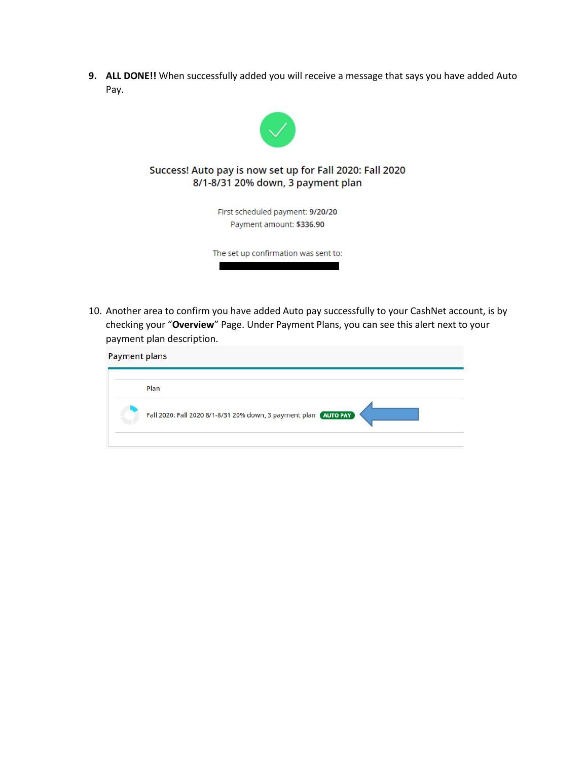9. **ALL DONE!!** When successfully added you will receive a message that says you have added Auto Pay.

Success! Auto pay is now set up for Fall 2020: Fall 2020 8/1-8/31 20% down, 3 payment plan

First scheduled payment: **9/20/20**
Payment amount: **$336.90**

The set up confirmation was sent to:

10. Another area to confirm you have added Auto pay successfully to your CashNet account, is by checking your "**Overview**" Page. Under Payment Plans, you can see this alert next to your payment plan description.

Payment plans

| Plan |
| --- |
| Fall 2020: Fall 2020 8/1-8/31 20% down, 3 payment plan AUTO PAY |